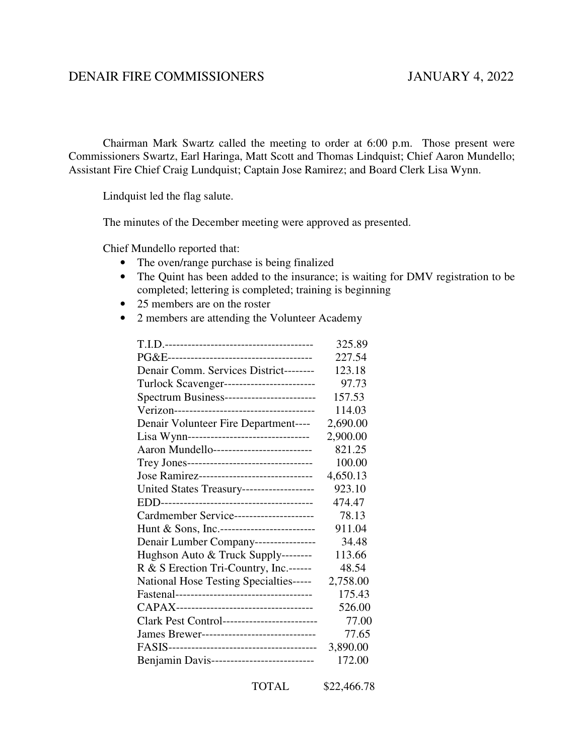DENAIR FIRE COMMISSIONERS JANUARY 4, 2022

Chairman Mark Swartz called the meeting to order at 6:00 p.m. Those present were Commissioners Swartz, Earl Haringa, Matt Scott and Thomas Lindquist; Chief Aaron Mundello; Assistant Fire Chief Craig Lundquist; Captain Jose Ramirez; and Board Clerk Lisa Wynn.

Lindquist led the flag salute.

The minutes of the December meeting were approved as presented.

Chief Mundello reported that:

- The oven/range purchase is being finalized
- The Quint has been added to the insurance; is waiting for DMV registration to be completed; lettering is completed; training is beginning
- 25 members are on the roster
- 2 members are attending the Volunteer Academy

| | |
|---|---|
| T.I.D. | 325.89 |
| PG&E | 227.54 |
| Denair Comm. Services District | 123.18 |
| Turlock Scavenger | 97.73 |
| Spectrum Business | 157.53 |
| Verizon | 114.03 |
| Denair Volunteer Fire Department | 2,690.00 |
| Lisa Wynn | 2,900.00 |
| Aaron Mundello | 821.25 |
| Trey Jones | 100.00 |
| Jose Ramirez | 4,650.13 |
| United States Treasury | 923.10 |
| EDD | 474.47 |
| Cardmember Service | 78.13 |
| Hunt & Sons, Inc. | 911.04 |
| Denair Lumber Company | 34.48 |
| Hughson Auto & Truck Supply | 113.66 |
| R & S Erection Tri-Country, Inc. | 48.54 |
| National Hose Testing Specialties | 2,758.00 |
| Fastenal | 175.43 |
| CAPAX | 526.00 |
| Clark Pest Control | 77.00 |
| James Brewer | 77.65 |
| FASIS | 3,890.00 |
| Benjamin Davis | 172.00 |
| TOTAL | $22,466.78 |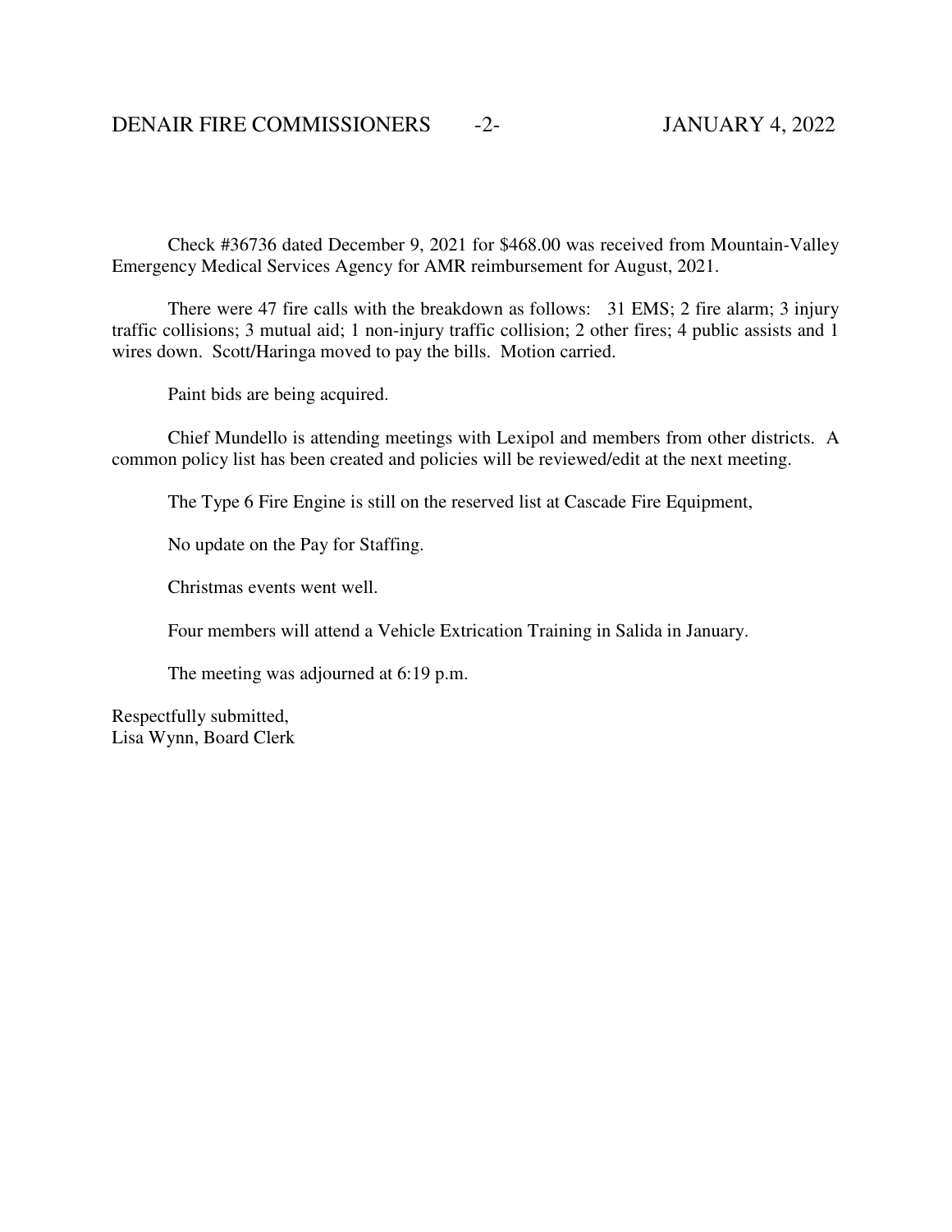Check #36736 dated December 9, 2021 for $468.00 was received from Mountain-Valley Emergency Medical Services Agency for AMR reimbursement for August, 2021.

There were 47 fire calls with the breakdown as follows: 31 EMS; 2 fire alarm; 3 injury traffic collisions; 3 mutual aid; 1 non-injury traffic collision; 2 other fires; 4 public assists and 1 wires down. Scott/Haringa moved to pay the bills. Motion carried.

Paint bids are being acquired.

Chief Mundello is attending meetings with Lexipol and members from other districts. A common policy list has been created and policies will be reviewed/edit at the next meeting.

The Type 6 Fire Engine is still on the reserved list at Cascade Fire Equipment,

No update on the Pay for Staffing.

Christmas events went well.

Four members will attend a Vehicle Extrication Training in Salida in January.

The meeting was adjourned at 6:19 p.m.

Respectfully submitted,
Lisa Wynn, Board Clerk